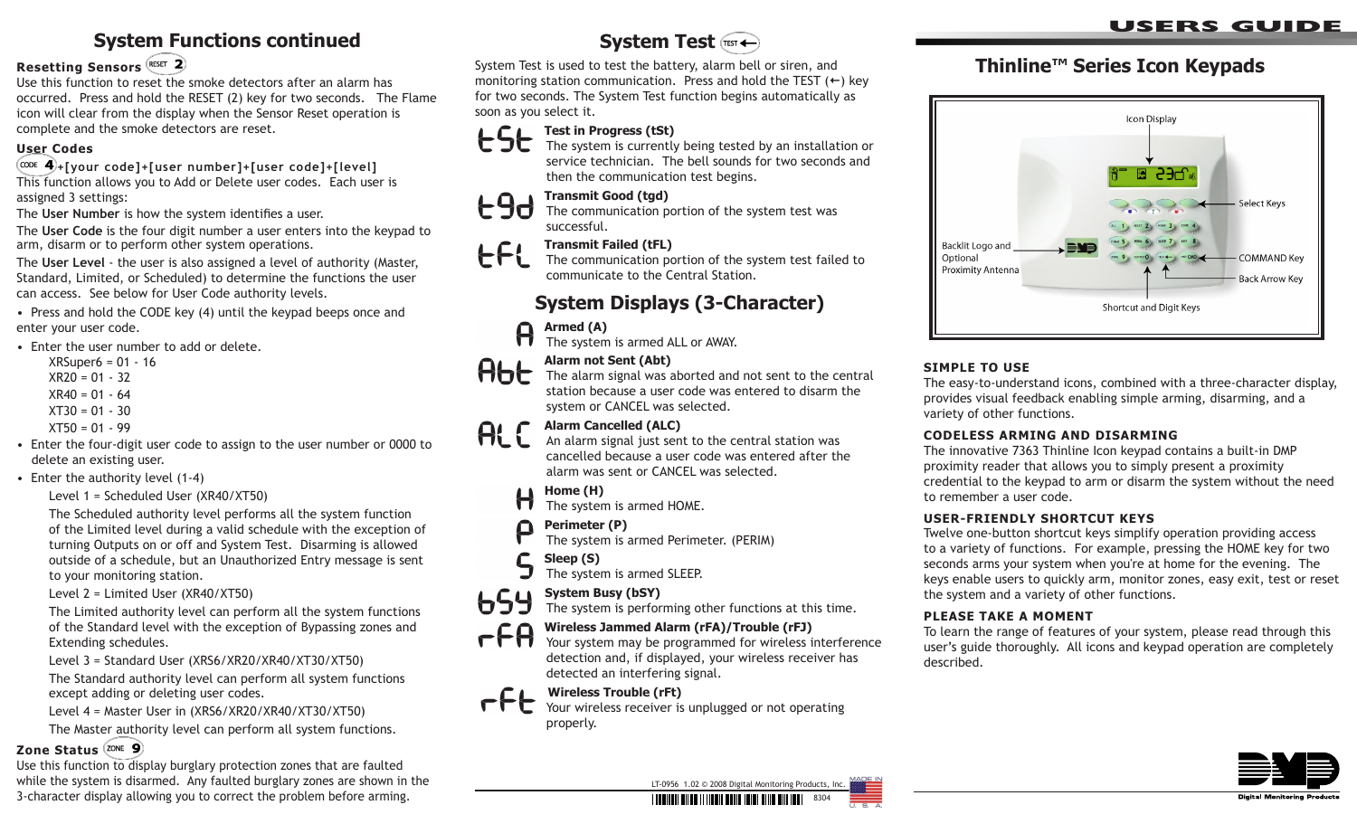## System Functions continued

**Resetting Sensors** RESET 2

Use this function to reset the smoke detectors after an alarm has occurred. Press and hold the RESET (2) key for two seconds. The Flame icon will clear from the display when the Sensor Reset operation is complete and the smoke detectors are reset.

**User Codes**

CODE 4+[your code]+[user number]+[user code]+[level]

This function allows you to Add or Delete user codes. Each user is assigned 3 settings:

The **User Number** is how the system identifies a user.

The **User Code** is the four digit number a user enters into the keypad to arm, disarm or to perform other system operations.

The **User Level** - the user is also assigned a level of authority (Master, Standard, Limited, or Scheduled) to determine the functions the user can access. See below for User Code authority levels.

- Press and hold the CODE key (4) until the keypad beeps once and enter your user code.
- Enter the user number to add or delete.
  XRSuper6 = 01 - 16
  XR20 = 01 - 32
  XR40 = 01 - 64
  XT30 = 01 - 30
  XT50 = 01 - 99
- Enter the four-digit user code to assign to the user number or 0000 to delete an existing user.
- Enter the authority level (1-4)

  Level 1 = Scheduled User (XR40/XT50)

  The Scheduled authority level performs all the system function of the Limited level during a valid schedule with the exception of turning Outputs on or off and System Test. Disarming is allowed outside of a schedule, but an Unauthorized Entry message is sent to your monitoring station.

  Level 2 = Limited User (XR40/XT50)

  The Limited authority level can perform all the system functions of the Standard level with the exception of Bypassing zones and Extending schedules.

  Level 3 = Standard User (XRS6/XR20/XR40/XT30/XT50)

  The Standard authority level can perform all system functions except adding or deleting user codes.

  Level 4 = Master User in (XRS6/XR20/XR40/XT30/XT50)

  The Master authority level can perform all system functions.

**Zone Status** ZONE 9

Use this function to display burglary protection zones that are faulted while the system is disarmed. Any faulted burglary zones are shown in the 3-character display allowing you to correct the problem before arming.

## System Test TEST ←

System Test is used to test the battery, alarm bell or siren, and monitoring station communication. Press and hold the TEST (←) key for two seconds. The System Test function begins automatically as soon as you select it.

**Test in Progress (tSt)**
The system is currently being tested by an installation or service technician. The bell sounds for two seconds and then the communication test begins.

**Transmit Good (tgd)**
The communication portion of the system test was successful.

**Transmit Failed (tFL)**
The communication portion of the system test failed to communicate to the Central Station.

## System Displays (3-Character)

**Armed (A)**
The system is armed ALL or AWAY.

**Alarm not Sent (Abt)**
The alarm signal was aborted and not sent to the central station because a user code was entered to disarm the system or CANCEL was selected.

**Alarm Cancelled (ALC)**
An alarm signal just sent to the central station was cancelled because a user code was entered after the alarm was sent or CANCEL was selected.

**Home (H)**
The system is armed HOME.

**Perimeter (P)**
The system is armed Perimeter. (PERIM)

**Sleep (S)**
The system is armed SLEEP.

**System Busy (bSY)**
The system is performing other functions at this time.

**Wireless Jammed Alarm (rFA)/Trouble (rFJ)**
Your system may be programmed for wireless interference detection and, if displayed, your wireless receiver has detected an interfering signal.

**Wireless Trouble (rFt)**
Your wireless receiver is unplugged or not operating properly.

LT-0956 1.02 © 2008 Digital Monitoring Products, Inc.

# USERS GUIDE

## Thinline™ Series Icon Keypads

Icon Display
Select Keys
Backlit Logo and Optional Proximity Antenna
COMMAND Key
Back Arrow Key
Shortcut and Digit Keys

**SIMPLE TO USE**

The easy-to-understand icons, combined with a three-character display, provides visual feedback enabling simple arming, disarming, and a variety of other functions.

**CODELESS ARMING AND DISARMING**

The innovative 7363 Thinline Icon keypad contains a built-in DMP proximity reader that allows you to simply present a proximity credential to the keypad to arm or disarm the system without the need to remember a user code.

**USER-FRIENDLY SHORTCUT KEYS**

Twelve one-button shortcut keys simplify operation providing access to a variety of functions. For example, pressing the HOME key for two seconds arms your system when you're at home for the evening. The keys enable users to quickly arm, monitor zones, easy exit, test or reset the system and a variety of other functions.

**PLEASE TAKE A MOMENT**

To learn the range of features of your system, please read through this user's guide thoroughly. All icons and keypad operation are completely described.

Digital Monitoring Products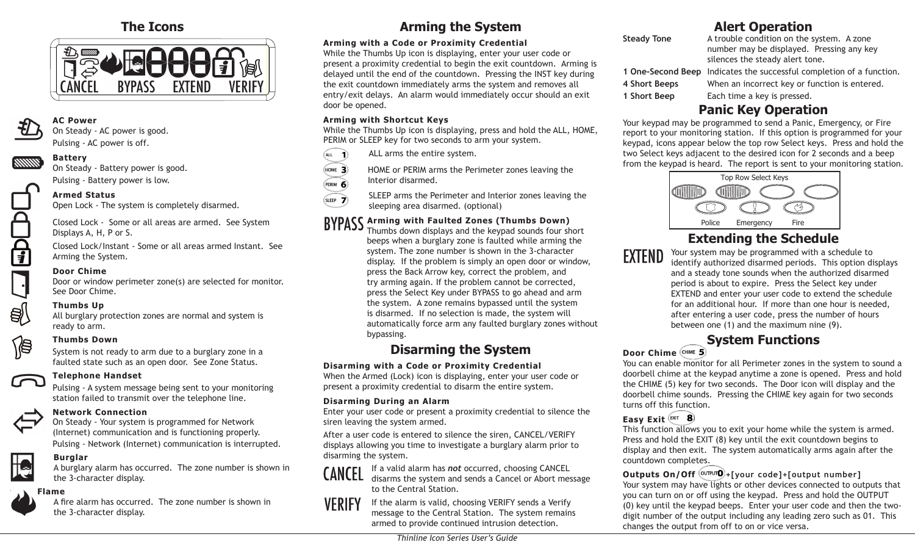## The Icons

CANCEL BYPASS EXTEND VERIFY

**AC Power**
On Steady - AC power is good.
Pulsing - AC power is off.

**Battery**
On Steady - Battery power is good.
Pulsing - Battery power is low.

**Armed Status**
Open Lock - The system is completely disarmed.

Closed Lock - Some or all areas are armed. See System Displays A, H, P or S.

Closed Lock/Instant - Some or all areas armed Instant. See Arming the System.

**Door Chime**
Door or window perimeter zone(s) are selected for monitor. See Door Chime.

**Thumbs Up**
All burglary protection zones are normal and system is ready to arm.

**Thumbs Down**
System is not ready to arm due to a burglary zone in a faulted state such as an open door. See Zone Status.

**Telephone Handset**
Pulsing - A system message being sent to your monitoring station failed to transmit over the telephone line.

**Network Connection**
On Steady - Your system is programmed for Network (Internet) communication and is functioning properly.
Pulsing - Network (Internet) communication is interrupted.

**Burglar**
A burglary alarm has occurred. The zone number is shown in the 3-character display.

**Flame**
A fire alarm has occurred. The zone number is shown in the 3-character display.

## Arming the System

**Arming with a Code or Proximity Credential**
While the Thumbs Up icon is displaying, enter your user code or present a proximity credential to begin the exit countdown. Arming is delayed until the end of the countdown. Pressing the INST key during the exit countdown immediately arms the system and removes all entry/exit delays. An alarm would immediately occur should an exit door be opened.

**Arming with Shortcut Keys**
While the Thumbs Up icon is displaying, press and hold the ALL, HOME, PERIM or SLEEP key for two seconds to arm your system.

- ALL 1 — ALL arms the entire system.
- HOME 3 / PERIM 6 — HOME or PERIM arms the Perimeter zones leaving the Interior disarmed.
- SLEEP 7 — SLEEP arms the Perimeter and Interior zones leaving the sleeping area disarmed. (optional)

BYPASS **Arming with Faulted Zones (Thumbs Down)**
Thumbs down displays and the keypad sounds four short beeps when a burglary zone is faulted while arming the system. The zone number is shown in the 3-character display. If the problem is simply an open door or window, press the Back Arrow key, correct the problem, and try arming again. If the problem cannot be corrected, press the Select Key under BYPASS to go ahead and arm the system. A zone remains bypassed until the system is disarmed. If no selection is made, the system will automatically force arm any faulted burglary zones without bypassing.

## Disarming the System

**Disarming with a Code or Proximity Credential**
When the Armed (Lock) icon is displaying, enter your user code or present a proximity credential to disarm the entire system.

**Disarming During an Alarm**
Enter your user code or present a proximity credential to silence the siren leaving the system armed.

After a user code is entered to silence the siren, CANCEL/VERIFY displays allowing you time to investigate a burglary alarm prior to disarming the system.

CANCEL — If a valid alarm has *not* occurred, choosing CANCEL disarms the system and sends a Cancel or Abort message to the Central Station.

VERIFY — If the alarm is valid, choosing VERIFY sends a Verify message to the Central Station. The system remains armed to provide continued intrusion detection.

## Alert Operation

| | |
|---|---|
| **Steady Tone** | A trouble condition on the system. A zone number may be displayed. Pressing any key silences the steady alert tone. |
| **1 One-Second Beep** | Indicates the successful completion of a function. |
| **4 Short Beeps** | When an incorrect key or function is entered. |
| **1 Short Beep** | Each time a key is pressed. |

## Panic Key Operation

Your keypad may be programmed to send a Panic, Emergency, or Fire report to your monitoring station. If this option is programmed for your keypad, icons appear below the top row Select keys. Press and hold the two Select keys adjacent to the desired icon for 2 seconds and a beep from the keypad is heard. The report is sent to your monitoring station.

Top Row Select Keys
Police Emergency Fire

## Extending the Schedule

EXTEND — Your system may be programmed with a schedule to identify authorized disarmed periods. This option displays and a steady tone sounds when the authorized disarmed period is about to expire. Press the Select key under EXTEND and enter your user code to extend the schedule for an additional hour. If more than one hour is needed, after entering a user code, press the number of hours between one (1) and the maximum nine (9).

## System Functions

**Door Chime** CHIME 5
You can enable monitor for all Perimeter zones in the system to sound a doorbell chime at the keypad anytime a zone is opened. Press and hold the CHIME (5) key for two seconds. The Door icon will display and the doorbell chime sounds. Pressing the CHIME key again for two seconds turns off this function.

**Easy Exit** EXIT 8
This function allows you to exit your home while the system is armed. Press and hold the EXIT (8) key until the exit countdown begins to display and then exit. The system automatically arms again after the countdown completes.

**Outputs On/Off** OUTPUT 0 **+[your code]+[output number]**
Your system may have lights or other devices connected to outputs that you can turn on or off using the keypad. Press and hold the OUTPUT (0) key until the keypad beeps. Enter your user code and then the two-digit number of the output including any leading zero such as 01. This changes the output from off to on or vice versa.